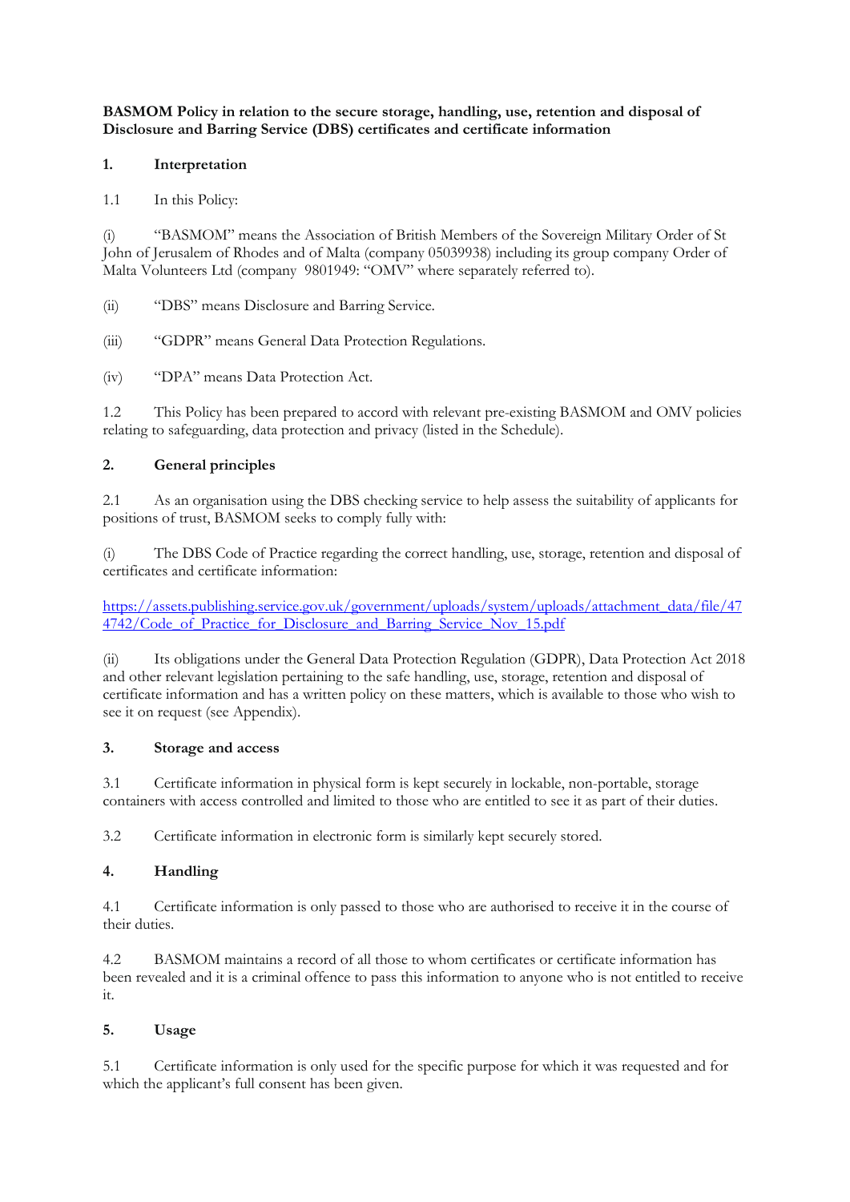**BASMOM Policy in relation to the secure storage, handling, use, retention and disposal of Disclosure and Barring Service (DBS) certificates and certificate information**

## 1. Interpretation

1.1 In this Policy:

(i) "BASMOM" means the Association of British Members of the Sovereign Military Order of St John of Jerusalem of Rhodes and of Malta (company 05039938) including its group company Order of Malta Volunteers Ltd (company 9801949: "OMV" where separately referred to).

(ii) "DBS" means Disclosure and Barring Service.

(iii) "GDPR" means General Data Protection Regulations.

(iv) "DPA" means Data Protection Act.

1.2 This Policy has been prepared to accord with relevant pre-existing BASMOM and OMV policies relating to safeguarding, data protection and privacy (listed in the Schedule).

## 2. General principles

2.1 As an organisation using the DBS checking service to help assess the suitability of applicants for positions of trust, BASMOM seeks to comply fully with:

(i) The DBS Code of Practice regarding the correct handling, use, storage, retention and disposal of certificates and certificate information:

https://assets.publishing.service.gov.uk/government/uploads/system/uploads/attachment_data/file/474742/Code_of_Practice_for_Disclosure_and_Barring_Service_Nov_15.pdf

(ii) Its obligations under the General Data Protection Regulation (GDPR), Data Protection Act 2018 and other relevant legislation pertaining to the safe handling, use, storage, retention and disposal of certificate information and has a written policy on these matters, which is available to those who wish to see it on request (see Appendix).

## 3. Storage and access

3.1 Certificate information in physical form is kept securely in lockable, non-portable, storage containers with access controlled and limited to those who are entitled to see it as part of their duties.

3.2 Certificate information in electronic form is similarly kept securely stored.

## 4. Handling

4.1 Certificate information is only passed to those who are authorised to receive it in the course of their duties.

4.2 BASMOM maintains a record of all those to whom certificates or certificate information has been revealed and it is a criminal offence to pass this information to anyone who is not entitled to receive it.

## 5. Usage

5.1 Certificate information is only used for the specific purpose for which it was requested and for which the applicant's full consent has been given.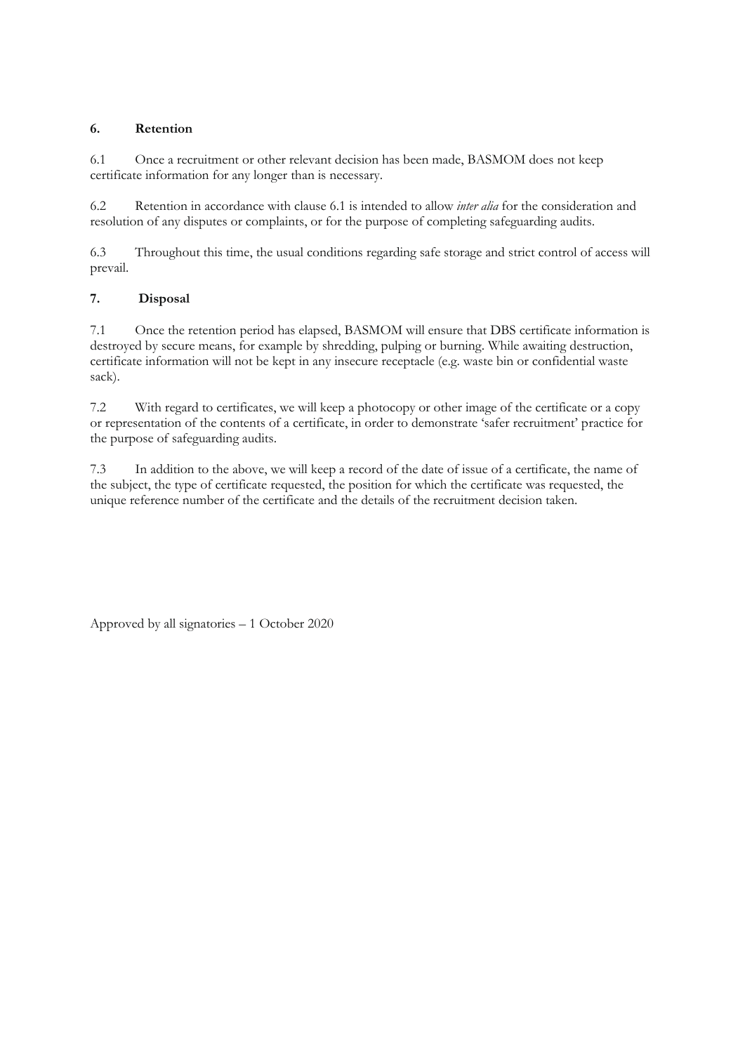## 6. Retention

6.1 Once a recruitment or other relevant decision has been made, BASMOM does not keep certificate information for any longer than is necessary.

6.2 Retention in accordance with clause 6.1 is intended to allow *inter alia* for the consideration and resolution of any disputes or complaints, or for the purpose of completing safeguarding audits.

6.3 Throughout this time, the usual conditions regarding safe storage and strict control of access will prevail.

## 7. Disposal

7.1 Once the retention period has elapsed, BASMOM will ensure that DBS certificate information is destroyed by secure means, for example by shredding, pulping or burning. While awaiting destruction, certificate information will not be kept in any insecure receptacle (e.g. waste bin or confidential waste sack).

7.2 With regard to certificates, we will keep a photocopy or other image of the certificate or a copy or representation of the contents of a certificate, in order to demonstrate 'safer recruitment' practice for the purpose of safeguarding audits.

7.3 In addition to the above, we will keep a record of the date of issue of a certificate, the name of the subject, the type of certificate requested, the position for which the certificate was requested, the unique reference number of the certificate and the details of the recruitment decision taken.

Approved by all signatories – 1 October 2020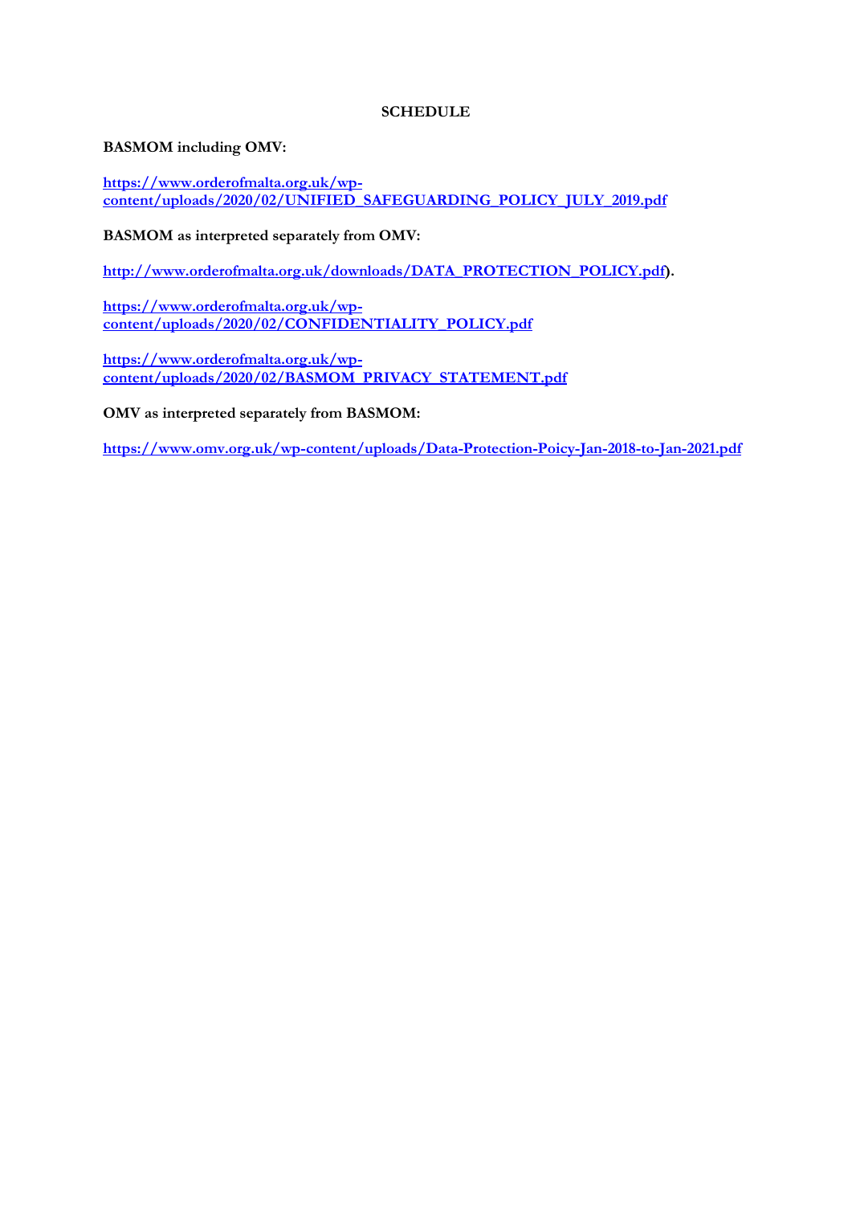**SCHEDULE**

**BASMOM including OMV:**

https://www.orderofmalta.org.uk/wp-content/uploads/2020/02/UNIFIED_SAFEGUARDING_POLICY_JULY_2019.pdf

**BASMOM as interpreted separately from OMV:**

http://www.orderofmalta.org.uk/downloads/DATA_PROTECTION_POLICY.pdf).

https://www.orderofmalta.org.uk/wp-content/uploads/2020/02/CONFIDENTIALITY_POLICY.pdf

https://www.orderofmalta.org.uk/wp-content/uploads/2020/02/BASMOM_PRIVACY_STATEMENT.pdf

**OMV as interpreted separately from BASMOM:**

https://www.omv.org.uk/wp-content/uploads/Data-Protection-Poicy-Jan-2018-to-Jan-2021.pdf